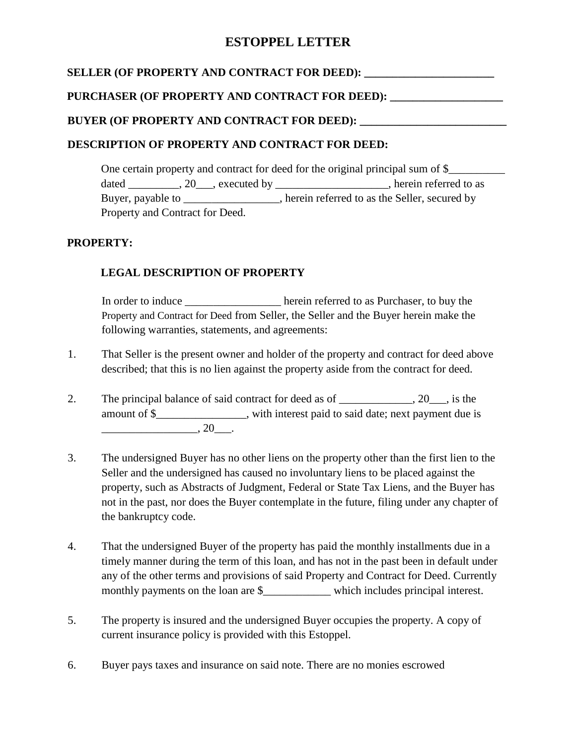# ESTOPPEL LETTER

**SELLER (OF PROPERTY AND CONTRACT FOR DEED): _______________________**

**PURCHASER (OF PROPERTY AND CONTRACT FOR DEED): ___________________**

**BUYER (OF PROPERTY AND CONTRACT FOR DEED): _________________________**

**DESCRIPTION OF PROPERTY AND CONTRACT FOR DEED:**

One certain property and contract for deed for the original principal sum of $__________ dated _________, 20___, executed by ____________________, herein referred to as Buyer, payable to _________________, herein referred to as the Seller, secured by Property and Contract for Deed.

**PROPERTY:**

**LEGAL DESCRIPTION OF PROPERTY**

In order to induce _________________ herein referred to as Purchaser, to buy the Property and Contract for Deed from Seller, the Seller and the Buyer herein make the following warranties, statements, and agreements:

1. That Seller is the present owner and holder of the property and contract for deed above described; that this is no lien against the property aside from the contract for deed.

2. The principal balance of said contract for deed as of _____________, 20___, is the amount of $________________, with interest paid to said date; next payment due is _________________, 20___.

3. The undersigned Buyer has no other liens on the property other than the first lien to the Seller and the undersigned has caused no involuntary liens to be placed against the property, such as Abstracts of Judgment, Federal or State Tax Liens, and the Buyer has not in the past, nor does the Buyer contemplate in the future, filing under any chapter of the bankruptcy code.

4. That the undersigned Buyer of the property has paid the monthly installments due in a timely manner during the term of this loan, and has not in the past been in default under any of the other terms and provisions of said Property and Contract for Deed. Currently monthly payments on the loan are $____________ which includes principal interest.

5. The property is insured and the undersigned Buyer occupies the property. A copy of current insurance policy is provided with this Estoppel.

6. Buyer pays taxes and insurance on said note. There are no monies escrowed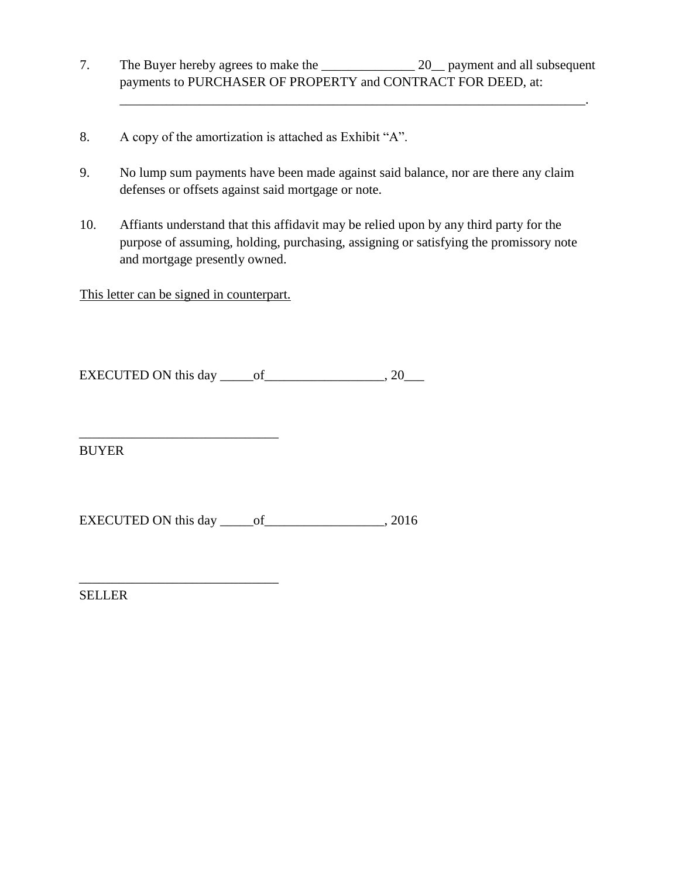7. The Buyer hereby agrees to make the ______________ 20__ payment and all subsequent payments to PURCHASER OF PROPERTY and CONTRACT FOR DEED, at: ________________________________________________________________________.

8. A copy of the amortization is attached as Exhibit "A".

9. No lump sum payments have been made against said balance, nor are there any claim defenses or offsets against said mortgage or note.

10. Affiants understand that this affidavit may be relied upon by any third party for the purpose of assuming, holding, purchasing, assigning or satisfying the promissory note and mortgage presently owned.

<u>This letter can be signed in counterpart.</u>

EXECUTED ON this day _____of__________________, 20___

______________________________
BUYER

EXECUTED ON this day _____of__________________, 2016

______________________________
SELLER